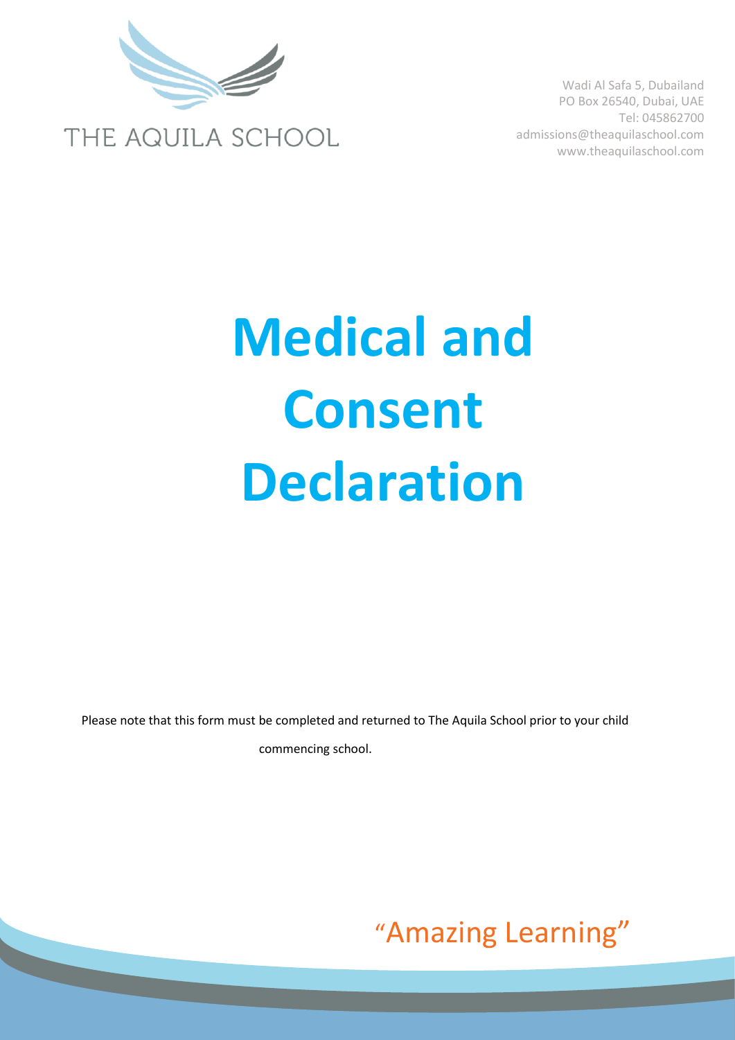THE AQUILA SCHOOL

Wadi Al Safa 5, Dubailand
PO Box 26540, Dubai, UAE
Tel: 045862700
admissions@theaquilaschool.com
www.theaquilaschool.com

# Medical and Consent Declaration

Please note that this form must be completed and returned to The Aquila School prior to your child commencing school.

"Amazing Learning"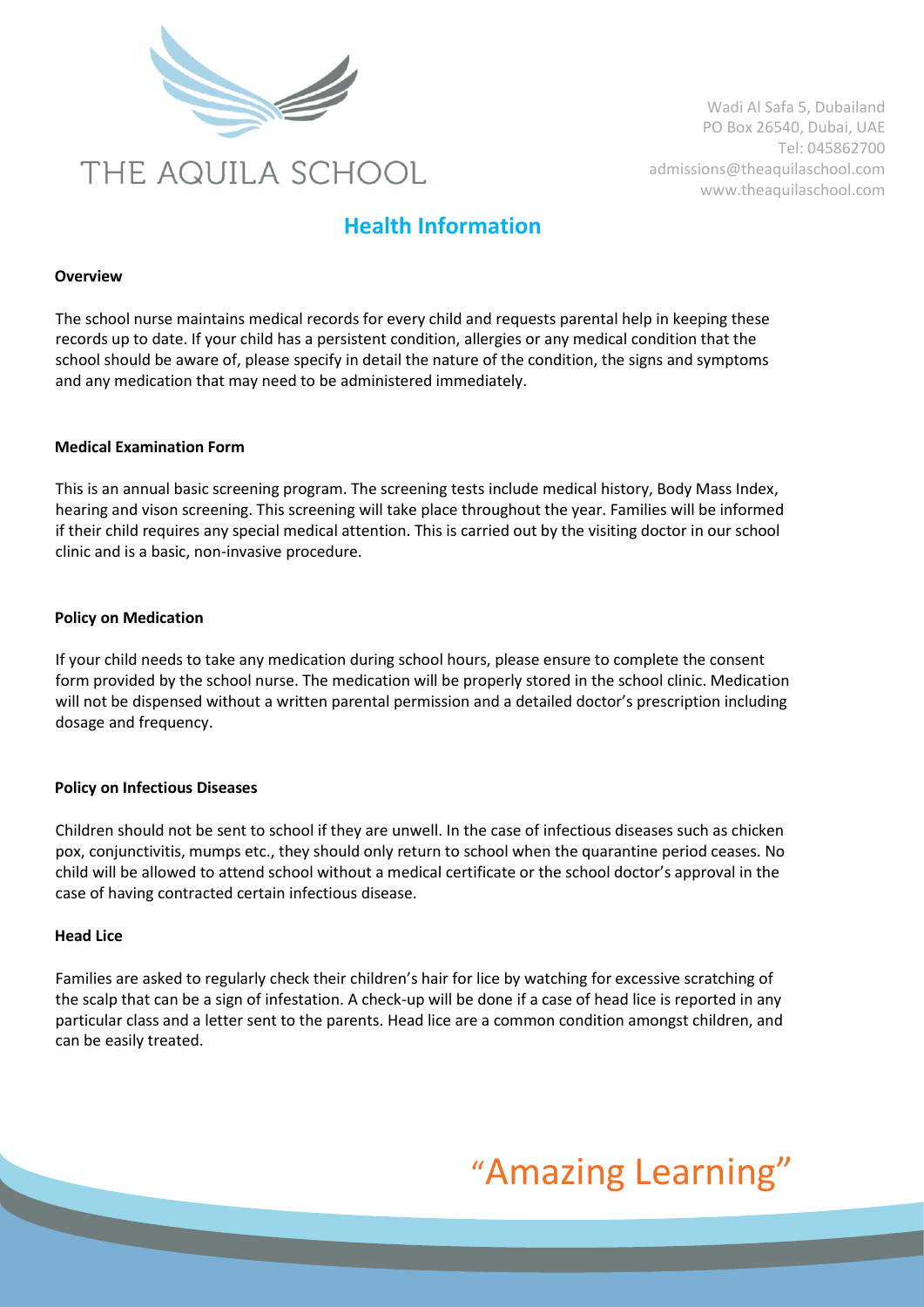# Health Information

### Overview

The school nurse maintains medical records for every child and requests parental help in keeping these records up to date. If your child has a persistent condition, allergies or any medical condition that the school should be aware of, please specify in detail the nature of the condition, the signs and symptoms and any medication that may need to be administered immediately.

### Medical Examination Form

This is an annual basic screening program. The screening tests include medical history, Body Mass Index, hearing and vison screening. This screening will take place throughout the year. Families will be informed if their child requires any special medical attention. This is carried out by the visiting doctor in our school clinic and is a basic, non-invasive procedure.

### Policy on Medication

If your child needs to take any medication during school hours, please ensure to complete the consent form provided by the school nurse. The medication will be properly stored in the school clinic. Medication will not be dispensed without a written parental permission and a detailed doctor's prescription including dosage and frequency.

### Policy on Infectious Diseases

Children should not be sent to school if they are unwell. In the case of infectious diseases such as chicken pox, conjunctivitis, mumps etc., they should only return to school when the quarantine period ceases. No child will be allowed to attend school without a medical certificate or the school doctor's approval in the case of having contracted certain infectious disease.

### Head Lice

Families are asked to regularly check their children's hair for lice by watching for excessive scratching of the scalp that can be a sign of infestation. A check-up will be done if a case of head lice is reported in any particular class and a letter sent to the parents. Head lice are a common condition amongst children, and can be easily treated.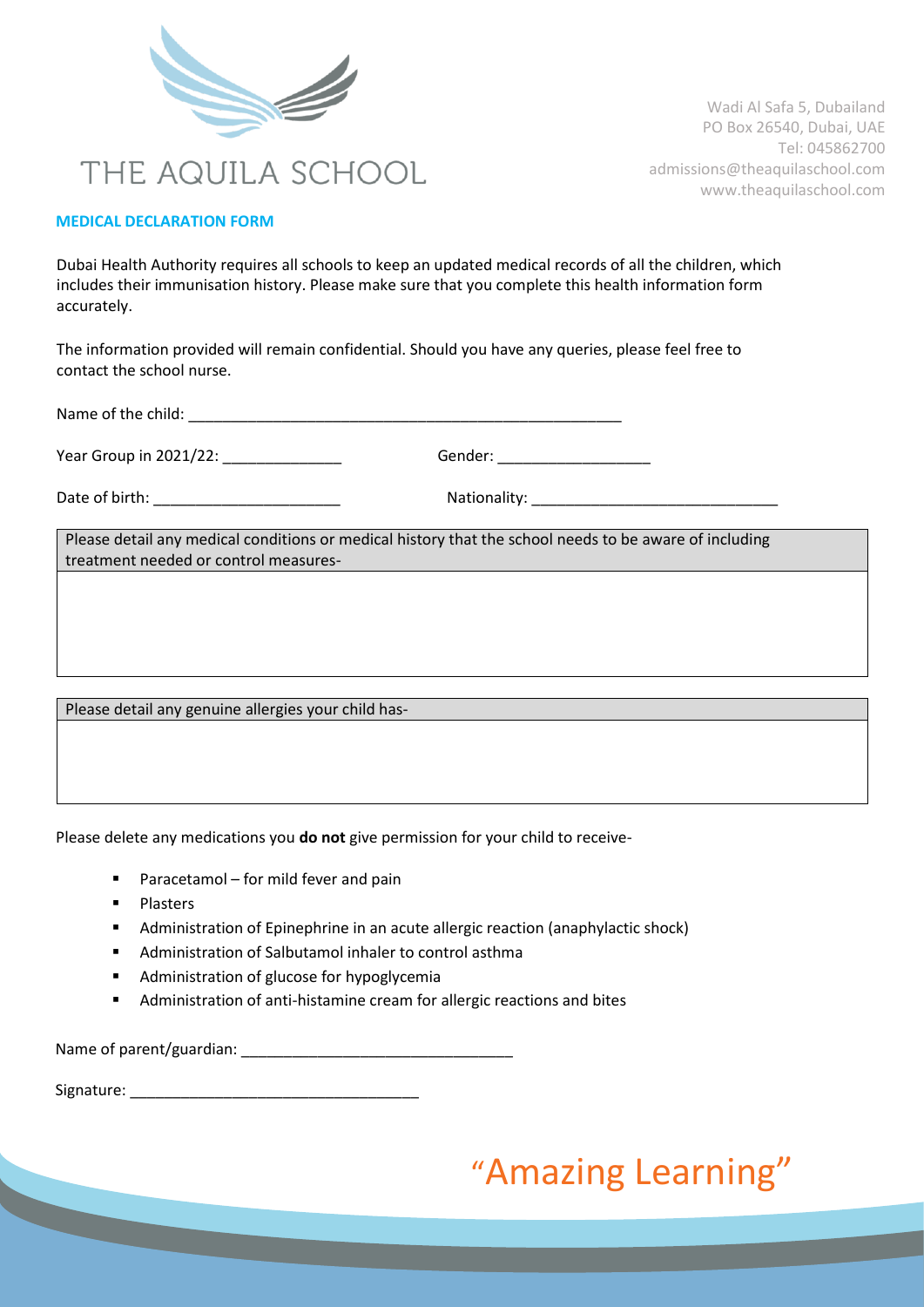THE AQUILA SCHOOL

Wadi Al Safa 5, Dubailand
PO Box 26540, Dubai, UAE
Tel: 045862700
admissions@theaquilaschool.com
www.theaquilaschool.com

## MEDICAL DECLARATION FORM

Dubai Health Authority requires all schools to keep an updated medical records of all the children, which includes their immunisation history. Please make sure that you complete this health information form accurately.

The information provided will remain confidential. Should you have any queries, please feel free to contact the school nurse.

Name of the child: ____________________________________________________

Year Group in 2021/22: ______________ Gender: __________________

Date of birth: ______________________ Nationality: _____________________________

| Please detail any medical conditions or medical history that the school needs to be aware of including treatment needed or control measures- |
|---|
| |

| Please detail any genuine allergies your child has- |
|---|
| |

Please delete any medications you **do not** give permission for your child to receive-

- Paracetamol – for mild fever and pain
- Plasters
- Administration of Epinephrine in an acute allergic reaction (anaphylactic shock)
- Administration of Salbutamol inhaler to control asthma
- Administration of glucose for hypoglycemia
- Administration of anti-histamine cream for allergic reactions and bites

Name of parent/guardian: ________________________________

Signature: __________________________________

"Amazing Learning"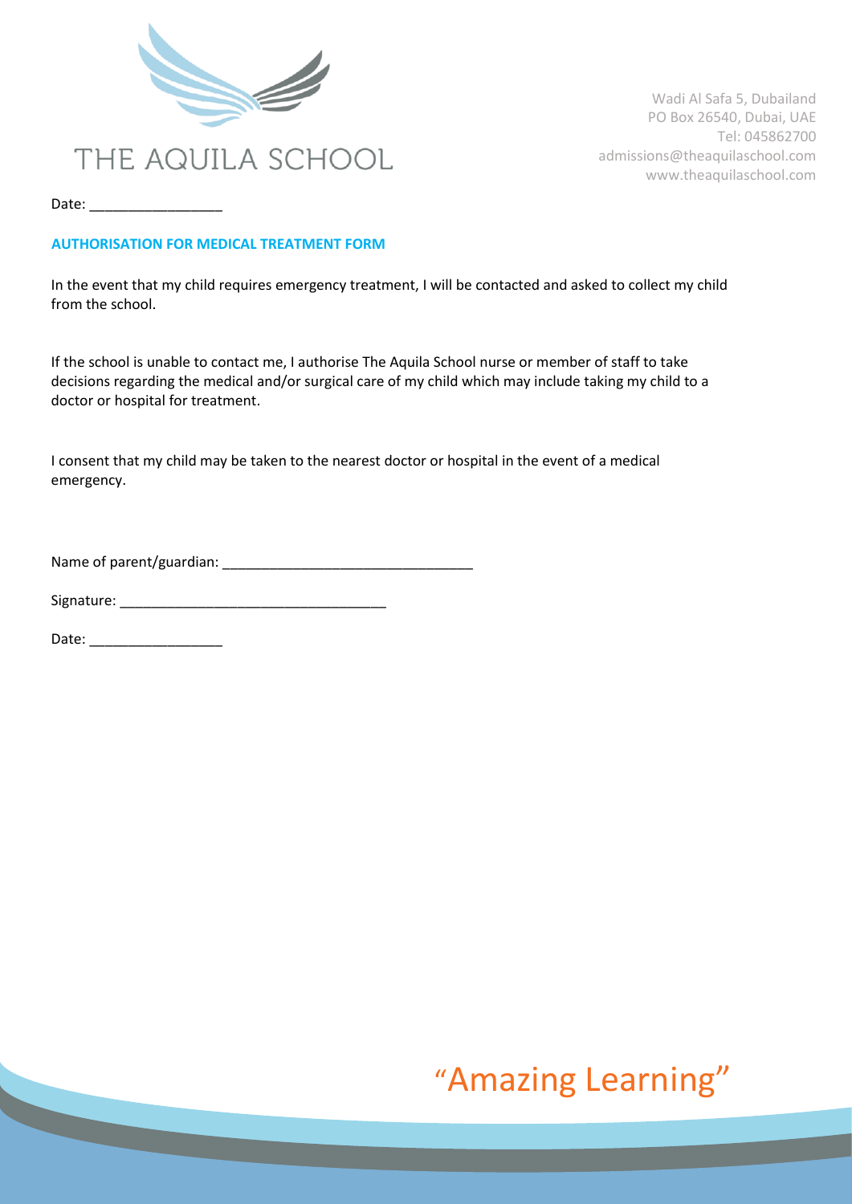THE AQUILA SCHOOL

Wadi Al Safa 5, Dubailand
PO Box 26540, Dubai, UAE
Tel: 045862700
admissions@theaquilaschool.com
www.theaquilaschool.com

Date: _________________

**AUTHORISATION FOR MEDICAL TREATMENT FORM**

In the event that my child requires emergency treatment, I will be contacted and asked to collect my child from the school.

If the school is unable to contact me, I authorise The Aquila School nurse or member of staff to take decisions regarding the medical and/or surgical care of my child which may include taking my child to a doctor or hospital for treatment.

I consent that my child may be taken to the nearest doctor or hospital in the event of a medical emergency.

Name of parent/guardian: ________________________________

Signature: ___________________________________

Date: _________________

"Amazing Learning"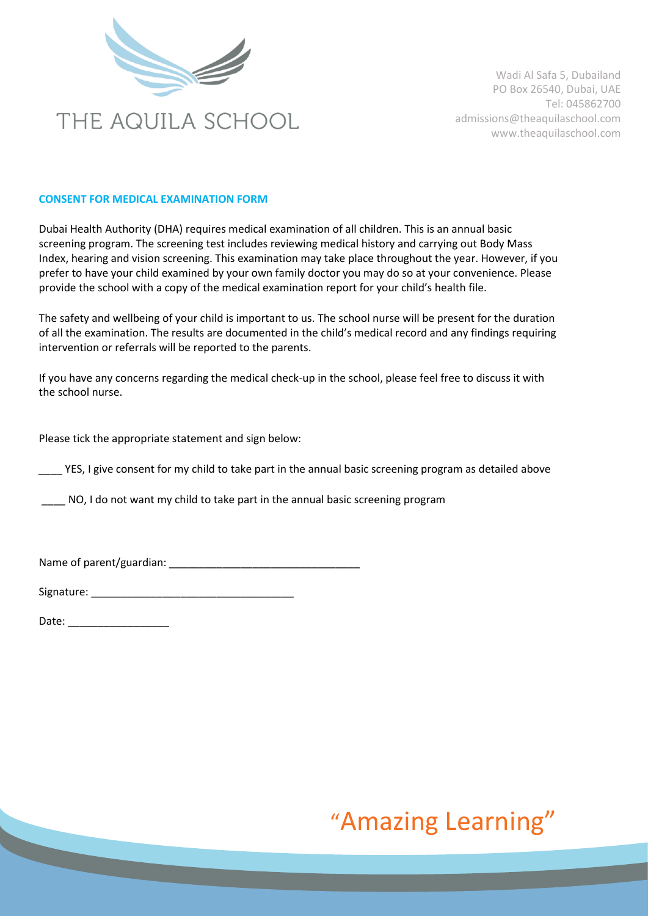# THE AQUILA SCHOOL

Wadi Al Safa 5, Dubailand
PO Box 26540, Dubai, UAE
Tel: 045862700
admissions@theaquilaschool.com
www.theaquilaschool.com

## CONSENT FOR MEDICAL EXAMINATION FORM

Dubai Health Authority (DHA) requires medical examination of all children. This is an annual basic screening program. The screening test includes reviewing medical history and carrying out Body Mass Index, hearing and vision screening. This examination may take place throughout the year. However, if you prefer to have your child examined by your own family doctor you may do so at your convenience. Please provide the school with a copy of the medical examination report for your child's health file.

The safety and wellbeing of your child is important to us. The school nurse will be present for the duration of all the examination. The results are documented in the child's medical record and any findings requiring intervention or referrals will be reported to the parents.

If you have any concerns regarding the medical check-up in the school, please feel free to discuss it with the school nurse.

Please tick the appropriate statement and sign below:

____ YES, I give consent for my child to take part in the annual basic screening program as detailed above

____ NO, I do not want my child to take part in the annual basic screening program

Name of parent/guardian: ________________________________

Signature: __________________________________

Date: _________________

"Amazing Learning"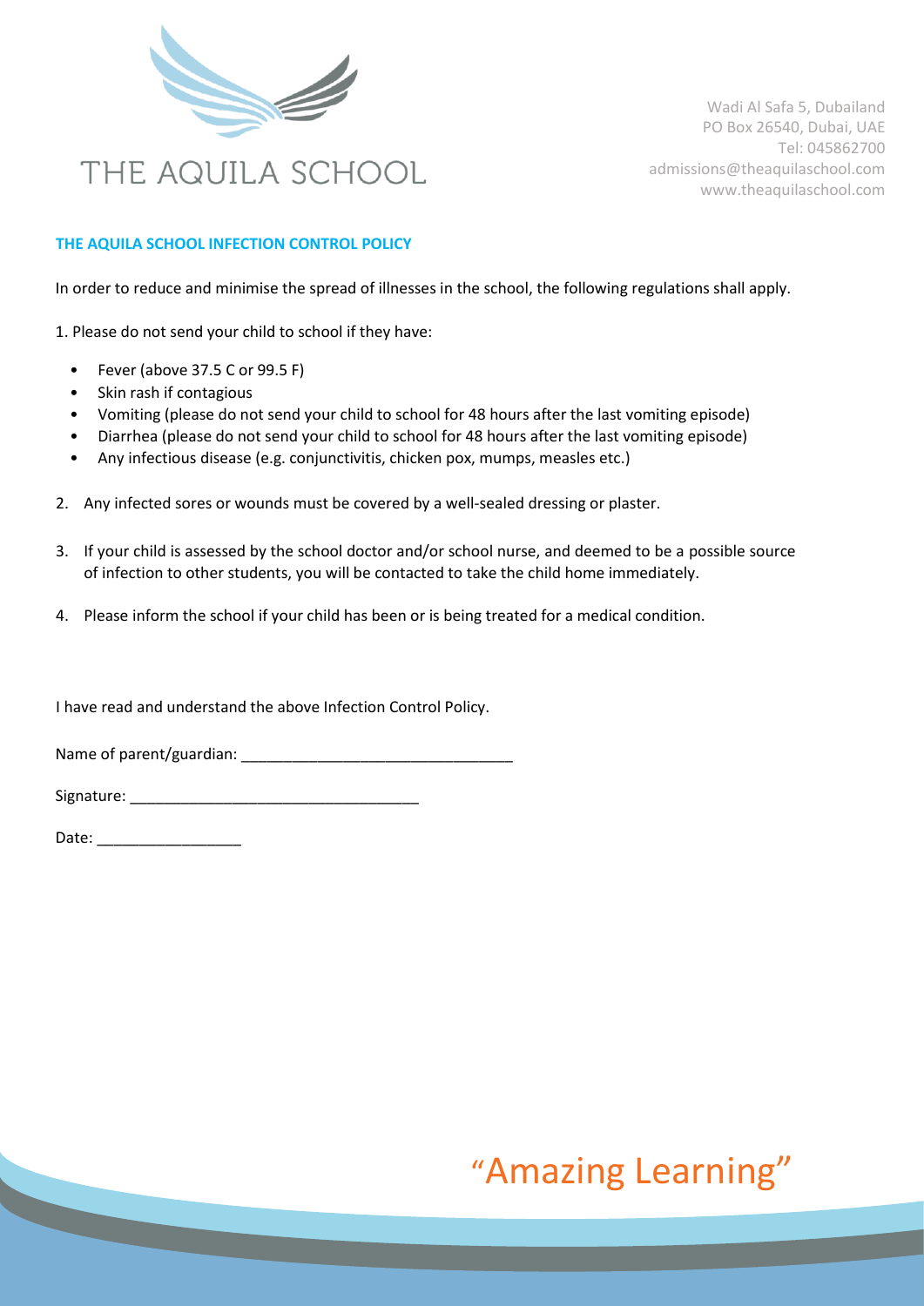THE AQUILA SCHOOL

Wadi Al Safa 5, Dubailand
PO Box 26540, Dubai, UAE
Tel: 045862700
admissions@theaquilaschool.com
www.theaquilaschool.com

## THE AQUILA SCHOOL INFECTION CONTROL POLICY

In order to reduce and minimise the spread of illnesses in the school, the following regulations shall apply.

1. Please do not send your child to school if they have:

- Fever (above 37.5 C or 99.5 F)
- Skin rash if contagious
- Vomiting (please do not send your child to school for 48 hours after the last vomiting episode)
- Diarrhea (please do not send your child to school for 48 hours after the last vomiting episode)
- Any infectious disease (e.g. conjunctivitis, chicken pox, mumps, measles etc.)

2. Any infected sores or wounds must be covered by a well-sealed dressing or plaster.

3. If your child is assessed by the school doctor and/or school nurse, and deemed to be a possible source of infection to other students, you will be contacted to take the child home immediately.

4. Please inform the school if your child has been or is being treated for a medical condition.

I have read and understand the above Infection Control Policy.

Name of parent/guardian: ________________________________

Signature: __________________________________

Date: _________________

"Amazing Learning"